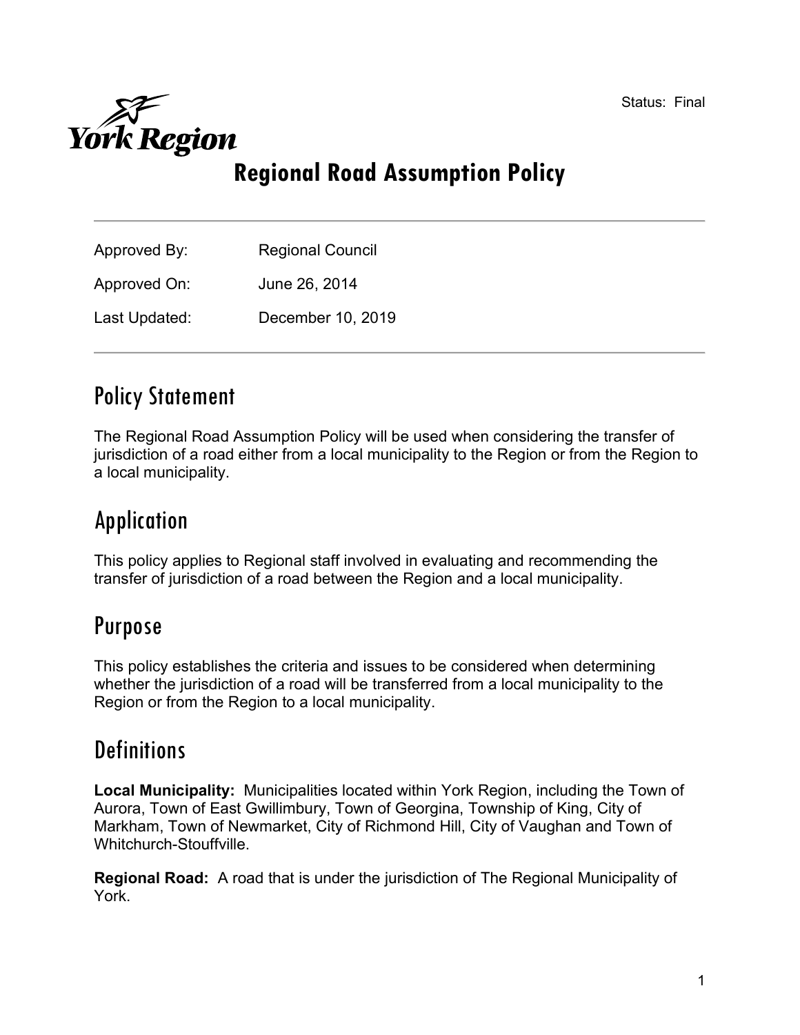Status: Final

York Region

# Regional Road Assumption Policy

| | |
|---|---|
| Approved By: | Regional Council |
| Approved On: | June 26, 2014 |
| Last Updated: | December 10, 2019 |

## Policy Statement

The Regional Road Assumption Policy will be used when considering the transfer of jurisdiction of a road either from a local municipality to the Region or from the Region to a local municipality.

## Application

This policy applies to Regional staff involved in evaluating and recommending the transfer of jurisdiction of a road between the Region and a local municipality.

## Purpose

This policy establishes the criteria and issues to be considered when determining whether the jurisdiction of a road will be transferred from a local municipality to the Region or from the Region to a local municipality.

## Definitions

**Local Municipality:** Municipalities located within York Region, including the Town of Aurora, Town of East Gwillimbury, Town of Georgina, Township of King, City of Markham, Town of Newmarket, City of Richmond Hill, City of Vaughan and Town of Whitchurch-Stouffville.

**Regional Road:** A road that is under the jurisdiction of The Regional Municipality of York.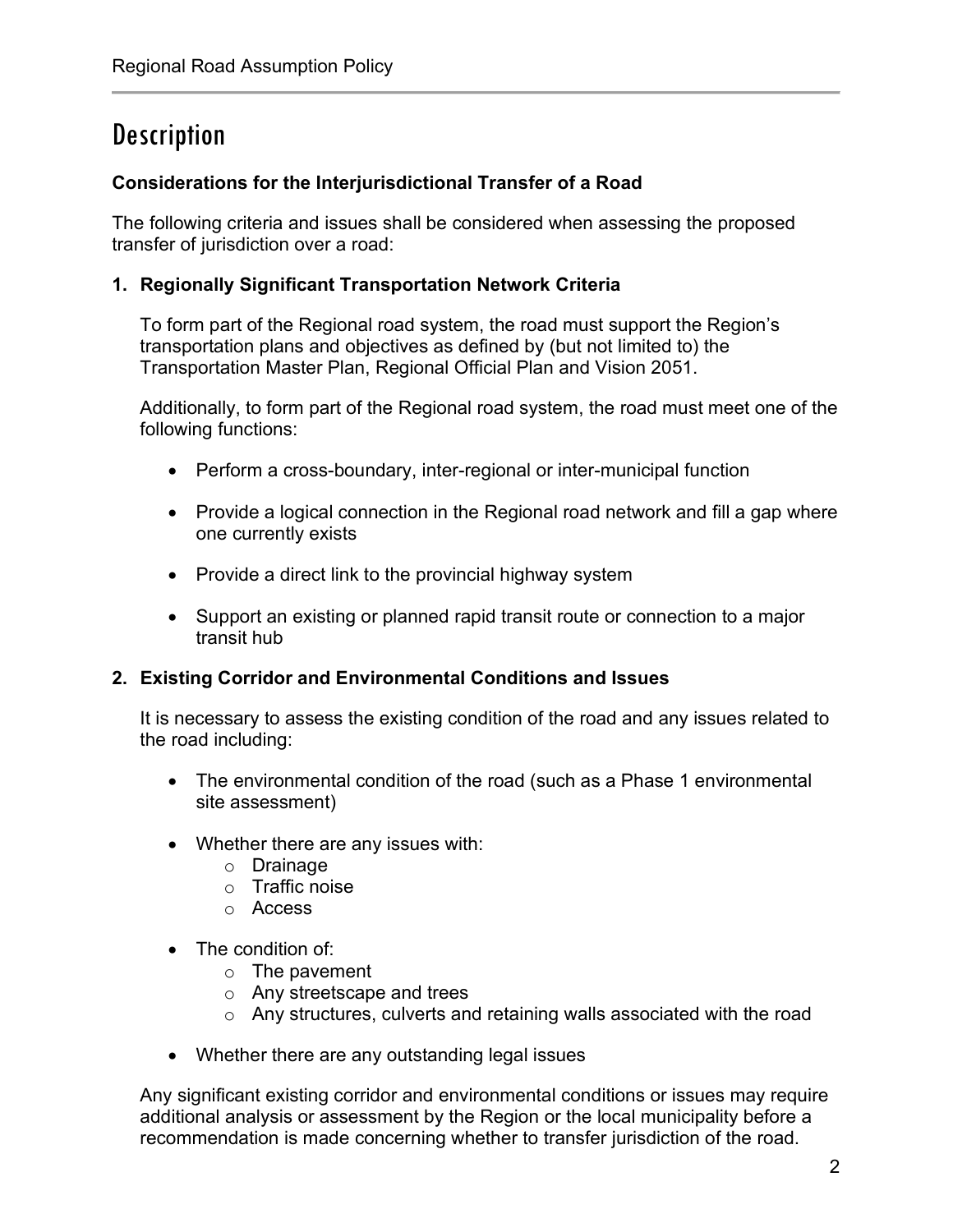# Description

**Considerations for the Interjurisdictional Transfer of a Road**

The following criteria and issues shall be considered when assessing the proposed transfer of jurisdiction over a road:

**1. Regionally Significant Transportation Network Criteria**

To form part of the Regional road system, the road must support the Region's transportation plans and objectives as defined by (but not limited to) the Transportation Master Plan, Regional Official Plan and Vision 2051.

Additionally, to form part of the Regional road system, the road must meet one of the following functions:

- Perform a cross-boundary, inter-regional or inter-municipal function
- Provide a logical connection in the Regional road network and fill a gap where one currently exists
- Provide a direct link to the provincial highway system
- Support an existing or planned rapid transit route or connection to a major transit hub

**2. Existing Corridor and Environmental Conditions and Issues**

It is necessary to assess the existing condition of the road and any issues related to the road including:

- The environmental condition of the road (such as a Phase 1 environmental site assessment)
- Whether there are any issues with:
    - Drainage
    - Traffic noise
    - Access
- The condition of:
    - The pavement
    - Any streetscape and trees
    - Any structures, culverts and retaining walls associated with the road
- Whether there are any outstanding legal issues

Any significant existing corridor and environmental conditions or issues may require additional analysis or assessment by the Region or the local municipality before a recommendation is made concerning whether to transfer jurisdiction of the road.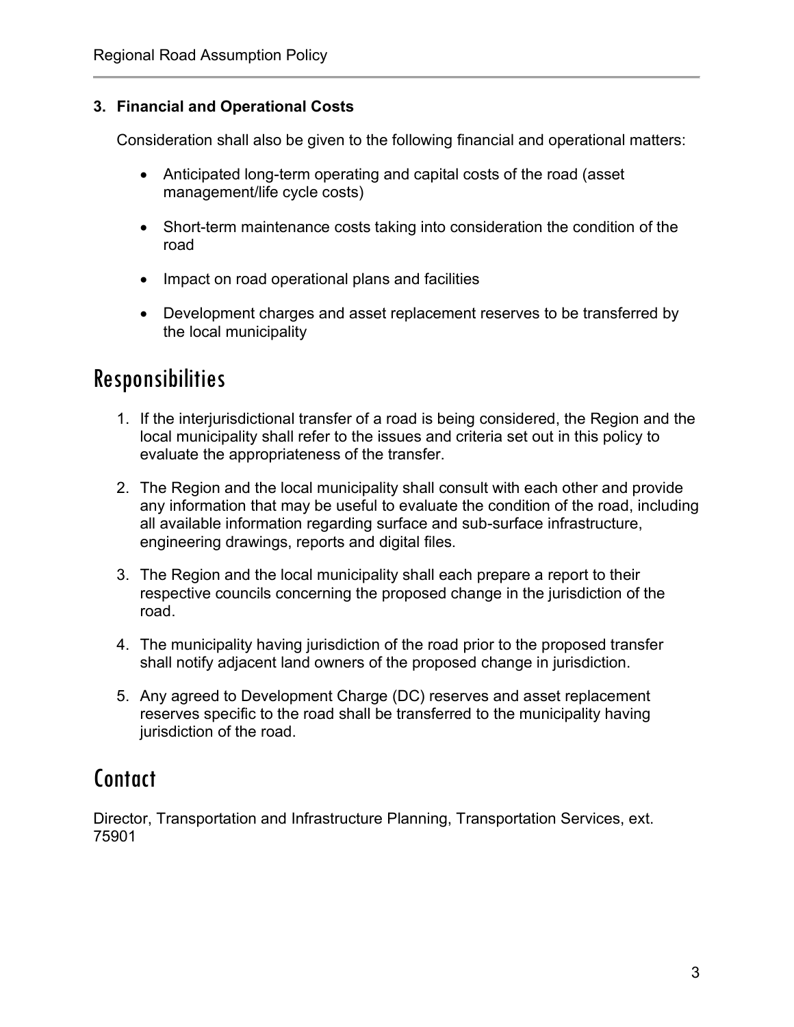### 3. Financial and Operational Costs

Consideration shall also be given to the following financial and operational matters:

- Anticipated long-term operating and capital costs of the road (asset management/life cycle costs)
- Short-term maintenance costs taking into consideration the condition of the road
- Impact on road operational plans and facilities
- Development charges and asset replacement reserves to be transferred by the local municipality

## Responsibilities

1. If the interjurisdictional transfer of a road is being considered, the Region and the local municipality shall refer to the issues and criteria set out in this policy to evaluate the appropriateness of the transfer.
2. The Region and the local municipality shall consult with each other and provide any information that may be useful to evaluate the condition of the road, including all available information regarding surface and sub-surface infrastructure, engineering drawings, reports and digital files.
3. The Region and the local municipality shall each prepare a report to their respective councils concerning the proposed change in the jurisdiction of the road.
4. The municipality having jurisdiction of the road prior to the proposed transfer shall notify adjacent land owners of the proposed change in jurisdiction.
5. Any agreed to Development Charge (DC) reserves and asset replacement reserves specific to the road shall be transferred to the municipality having jurisdiction of the road.

## Contact

Director, Transportation and Infrastructure Planning, Transportation Services, ext. 75901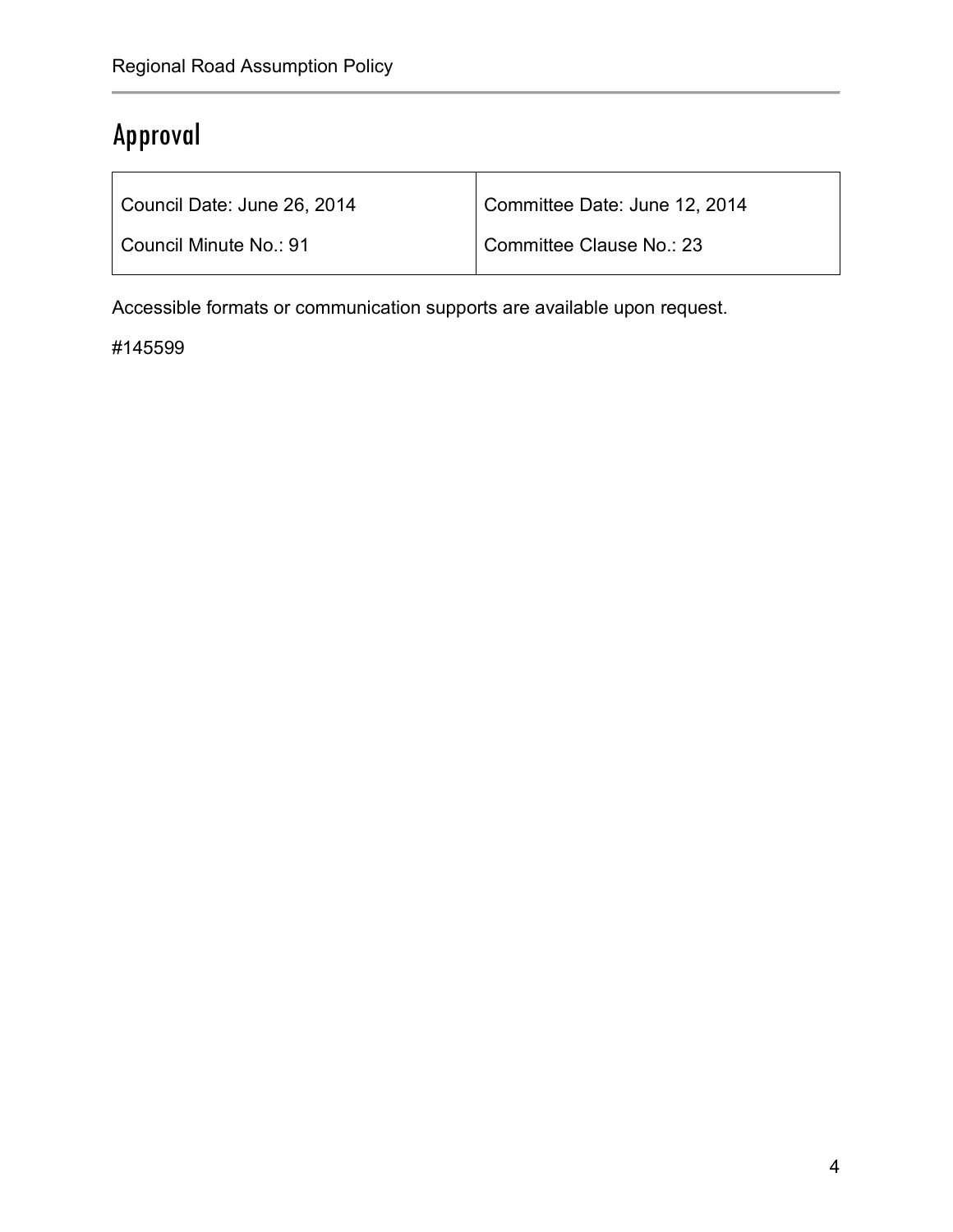# Approval

| | |
|---|---|
| Council Date: June 26, 2014 | Committee Date: June 12, 2014 |
| Council Minute No.: 91 | Committee Clause No.: 23 |

Accessible formats or communication supports are available upon request.

#145599